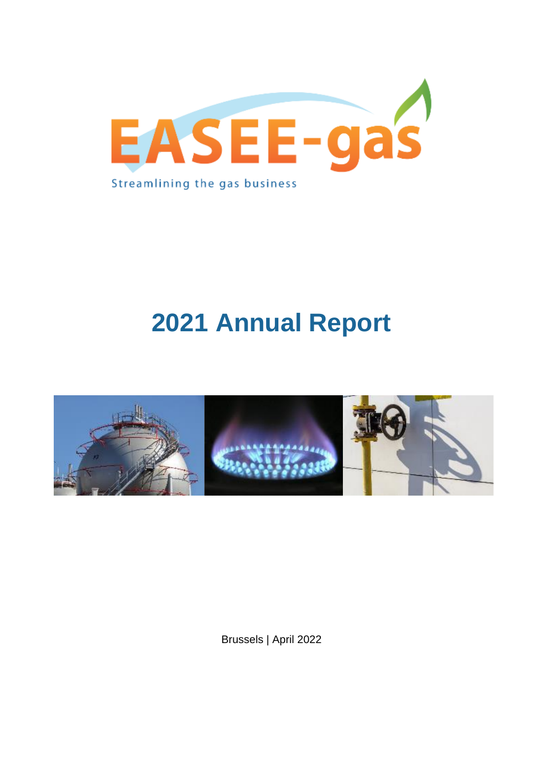EASEE-gas

Streamlining the gas business

# 2021 Annual Report

Brussels | April 2022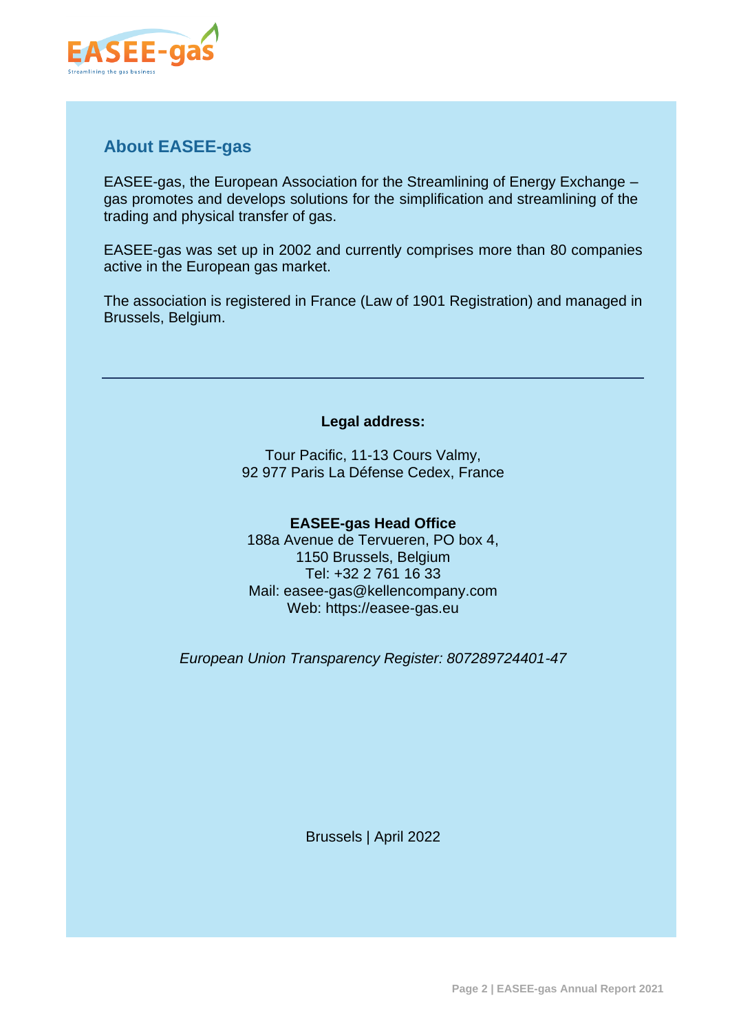## About EASEE-gas

EASEE-gas, the European Association for the Streamlining of Energy Exchange – gas promotes and develops solutions for the simplification and streamlining of the trading and physical transfer of gas.

EASEE-gas was set up in 2002 and currently comprises more than 80 companies active in the European gas market.

The association is registered in France (Law of 1901 Registration) and managed in Brussels, Belgium.

---

**Legal address:**

Tour Pacific, 11-13 Cours Valmy,
92 977 Paris La Défense Cedex, France

**EASEE-gas Head Office**
188a Avenue de Tervueren, PO box 4,
1150 Brussels, Belgium
Tel: +32 2 761 16 33
Mail: easee-gas@kellencompany.com
Web: https://easee-gas.eu

*European Union Transparency Register: 807289724401-47*

Brussels | April 2022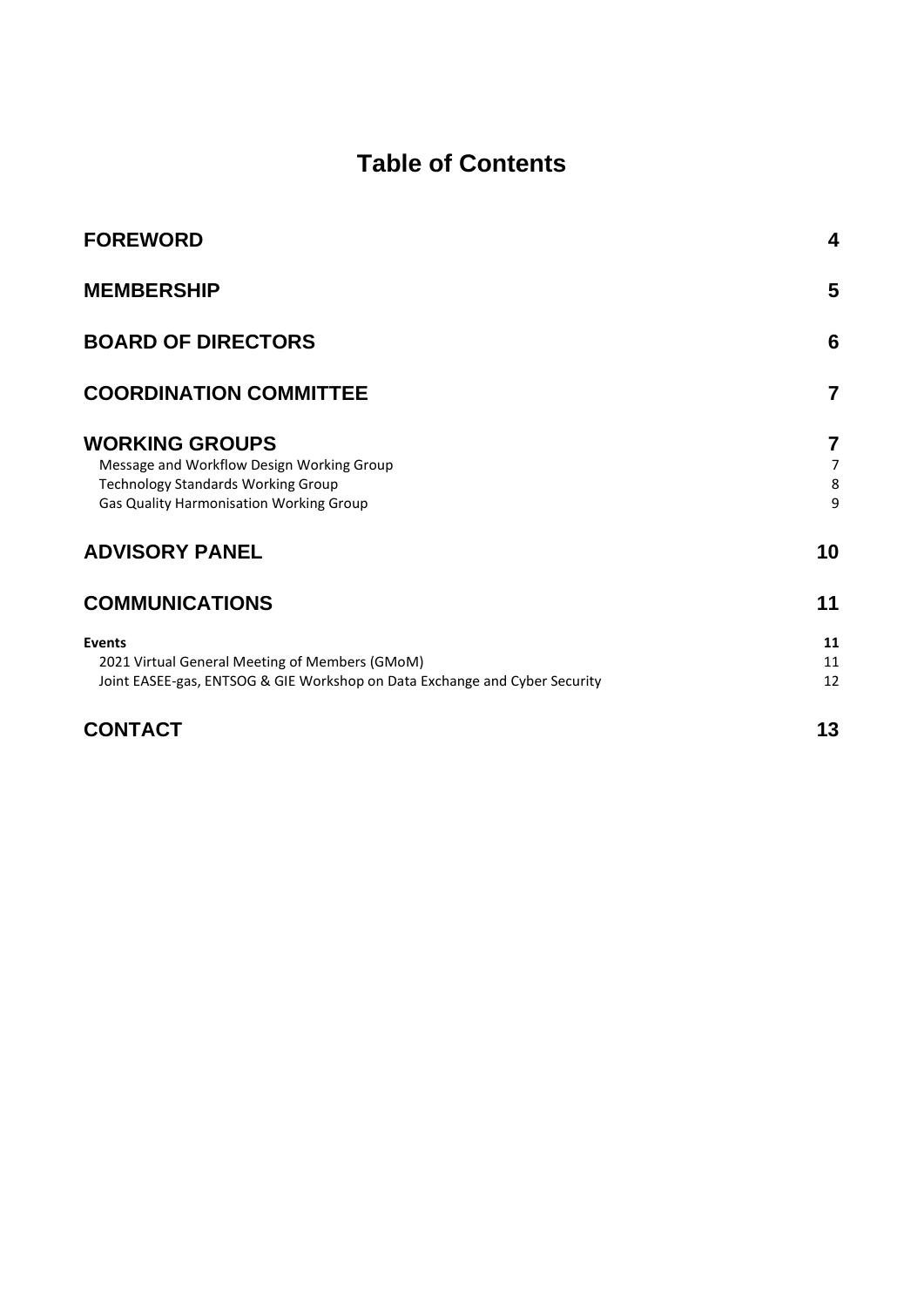# Table of Contents

| | |
|---|---|
| **FOREWORD** | **4** |
| **MEMBERSHIP** | **5** |
| **BOARD OF DIRECTORS** | **6** |
| **COORDINATION COMMITTEE** | **7** |
| **WORKING GROUPS** | **7** |
| Message and Workflow Design Working Group | 7 |
| Technology Standards Working Group | 8 |
| Gas Quality Harmonisation Working Group | 9 |
| **ADVISORY PANEL** | **10** |
| **COMMUNICATIONS** | **11** |
| **Events** | **11** |
| 2021 Virtual General Meeting of Members (GMoM) | 11 |
| Joint EASEE-gas, ENTSOG & GIE Workshop on Data Exchange and Cyber Security | 12 |
| **CONTACT** | **13** |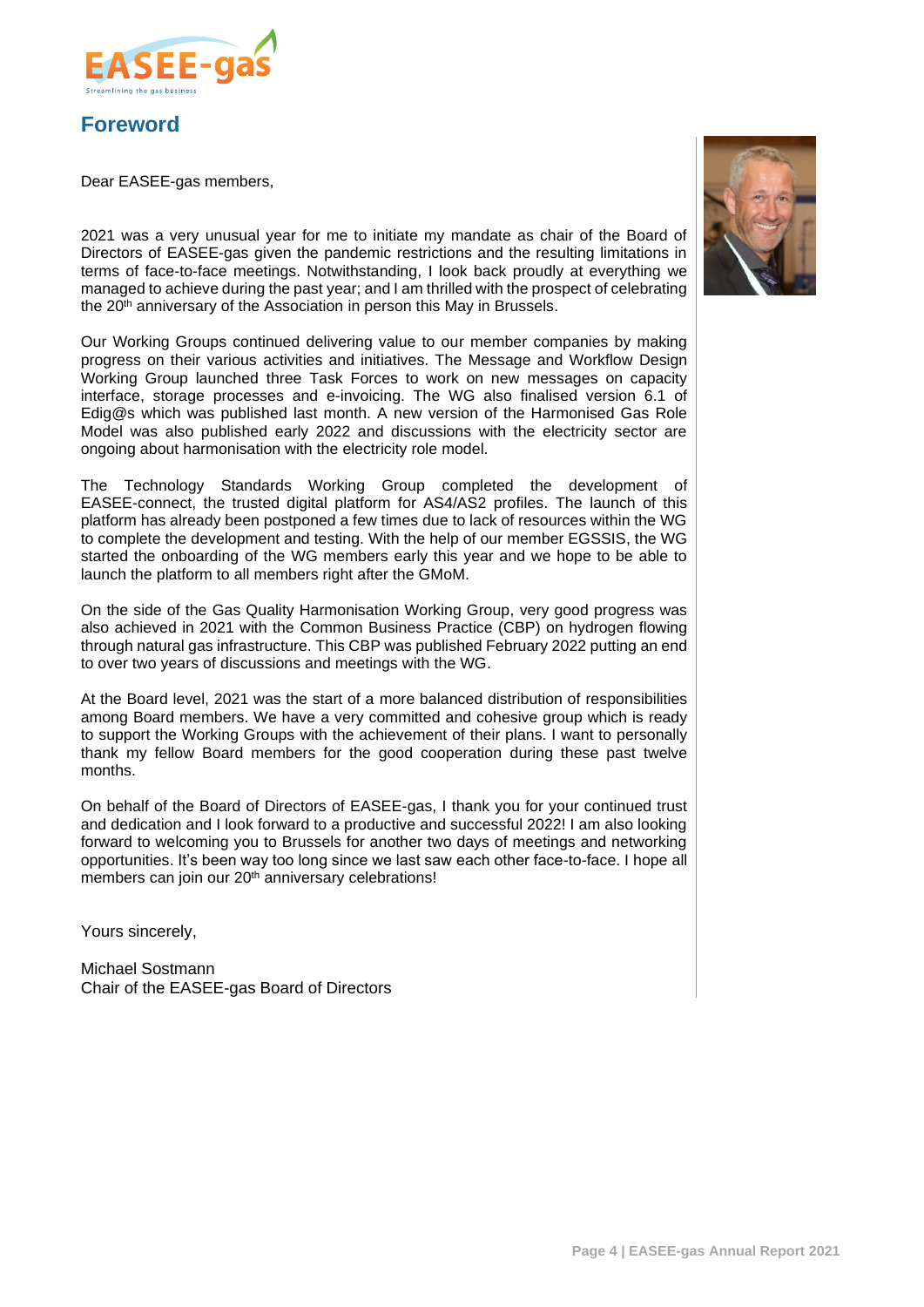## Foreword

Dear EASEE-gas members,

2021 was a very unusual year for me to initiate my mandate as chair of the Board of Directors of EASEE-gas given the pandemic restrictions and the resulting limitations in terms of face-to-face meetings. Notwithstanding, I look back proudly at everything we managed to achieve during the past year; and I am thrilled with the prospect of celebrating the 20th anniversary of the Association in person this May in Brussels.

Our Working Groups continued delivering value to our member companies by making progress on their various activities and initiatives. The Message and Workflow Design Working Group launched three Task Forces to work on new messages on capacity interface, storage processes and e-invoicing. The WG also finalised version 6.1 of Edig@s which was published last month. A new version of the Harmonised Gas Role Model was also published early 2022 and discussions with the electricity sector are ongoing about harmonisation with the electricity role model.

The Technology Standards Working Group completed the development of EASEE-connect, the trusted digital platform for AS4/AS2 profiles. The launch of this platform has already been postponed a few times due to lack of resources within the WG to complete the development and testing. With the help of our member EGSSIS, the WG started the onboarding of the WG members early this year and we hope to be able to launch the platform to all members right after the GMoM.

On the side of the Gas Quality Harmonisation Working Group, very good progress was also achieved in 2021 with the Common Business Practice (CBP) on hydrogen flowing through natural gas infrastructure. This CBP was published February 2022 putting an end to over two years of discussions and meetings with the WG.

At the Board level, 2021 was the start of a more balanced distribution of responsibilities among Board members. We have a very committed and cohesive group which is ready to support the Working Groups with the achievement of their plans. I want to personally thank my fellow Board members for the good cooperation during these past twelve months.

On behalf of the Board of Directors of EASEE-gas, I thank you for your continued trust and dedication and I look forward to a productive and successful 2022! I am also looking forward to welcoming you to Brussels for another two days of meetings and networking opportunities. It's been way too long since we last saw each other face-to-face. I hope all members can join our 20th anniversary celebrations!

Yours sincerely,

Michael Sostmann
Chair of the EASEE-gas Board of Directors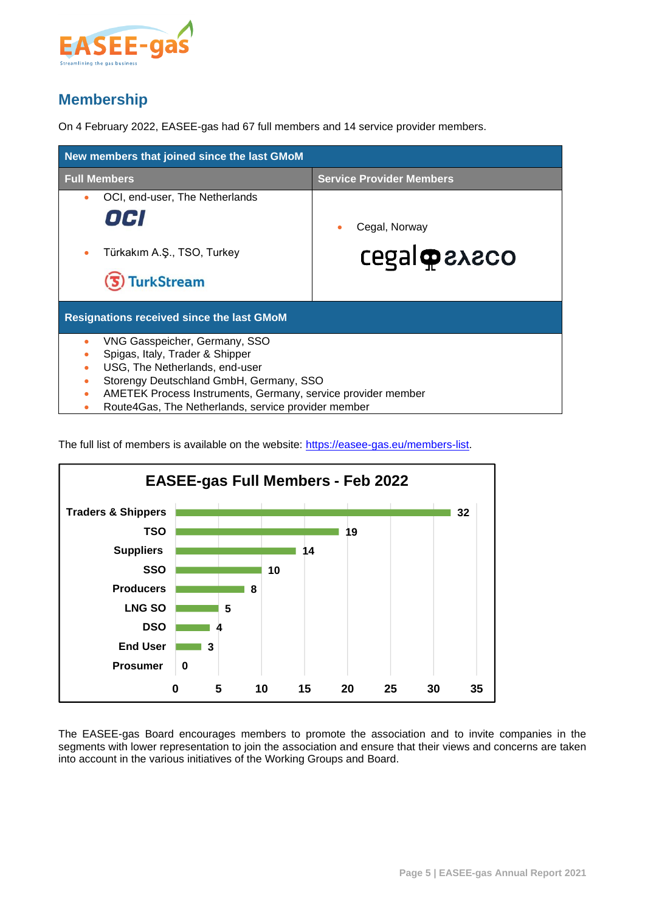## Membership

On 4 February 2022, EASEE-gas had 67 full members and 14 service provider members.

| New members that joined since the last GMoM | |
|---|---|
| **Full Members** | **Service Provider Members** |
| • OCI, end-user, The Netherlands<br>• Türkakım A.Ş., TSO, Turkey | • Cegal, Norway |

**Resignations received since the last GMoM**

- VNG Gasspeicher, Germany, SSO
- Spigas, Italy, Trader & Shipper
- USG, The Netherlands, end-user
- Storengy Deutschland GmbH, Germany, SSO
- AMETEK Process Instruments, Germany, service provider member
- Route4Gas, The Netherlands, service provider member

The full list of members is available on the website: https://easee-gas.eu/members-list.

**EASEE-gas Full Members - Feb 2022**

| Category | Members |
|---|---|
| Traders & Shippers | 32 |
| TSO | 19 |
| Suppliers | 14 |
| SSO | 10 |
| Producers | 8 |
| LNG SO | 5 |
| DSO | 4 |
| End User | 3 |
| Prosumer | 0 |

The EASEE-gas Board encourages members to promote the association and to invite companies in the segments with lower representation to join the association and ensure that their views and concerns are taken into account in the various initiatives of the Working Groups and Board.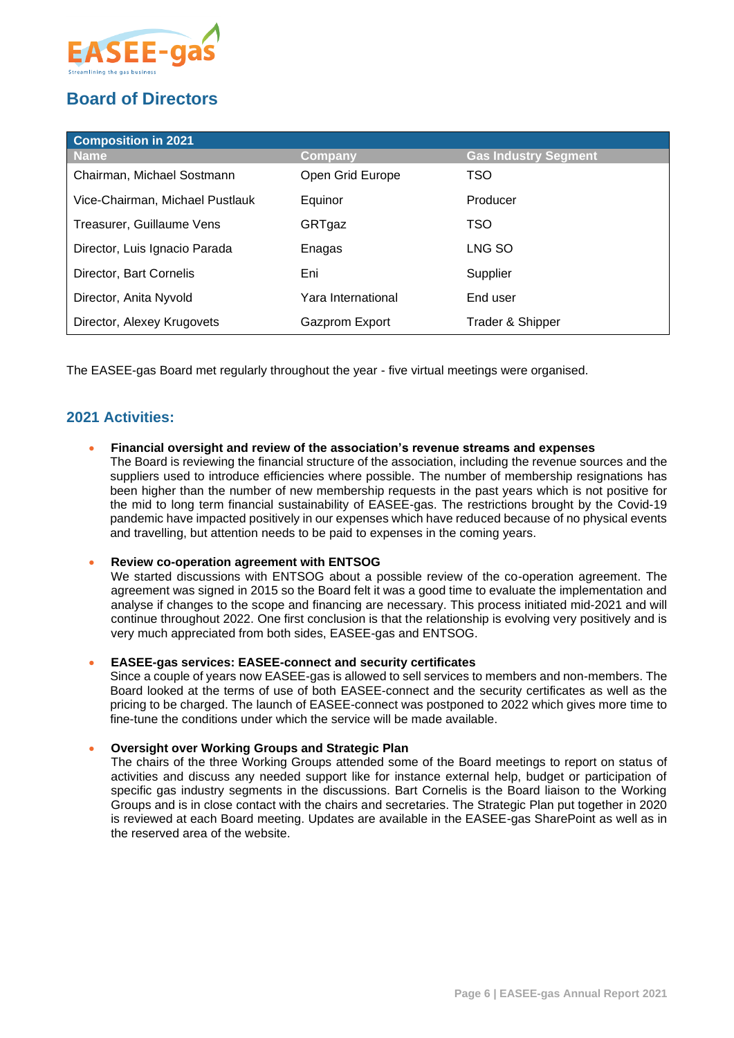## Board of Directors

| Composition in 2021 | | |
|---|---|---|
| **Name** | **Company** | **Gas Industry Segment** |
| Chairman, Michael Sostmann | Open Grid Europe | TSO |
| Vice-Chairman, Michael Pustlauk | Equinor | Producer |
| Treasurer, Guillaume Vens | GRTgaz | TSO |
| Director, Luis Ignacio Parada | Enagas | LNG SO |
| Director, Bart Cornelis | Eni | Supplier |
| Director, Anita Nyvold | Yara International | End user |
| Director, Alexey Krugovets | Gazprom Export | Trader & Shipper |

The EASEE-gas Board met regularly throughout the year - five virtual meetings were organised.

### 2021 Activities:

- **Financial oversight and review of the association's revenue streams and expenses**
  The Board is reviewing the financial structure of the association, including the revenue sources and the suppliers used to introduce efficiencies where possible. The number of membership resignations has been higher than the number of new membership requests in the past years which is not positive for the mid to long term financial sustainability of EASEE-gas. The restrictions brought by the Covid-19 pandemic have impacted positively in our expenses which have reduced because of no physical events and travelling, but attention needs to be paid to expenses in the coming years.

- **Review co-operation agreement with ENTSOG**
  We started discussions with ENTSOG about a possible review of the co-operation agreement. The agreement was signed in 2015 so the Board felt it was a good time to evaluate the implementation and analyse if changes to the scope and financing are necessary. This process initiated mid-2021 and will continue throughout 2022. One first conclusion is that the relationship is evolving very positively and is very much appreciated from both sides, EASEE-gas and ENTSOG.

- **EASEE-gas services: EASEE-connect and security certificates**
  Since a couple of years now EASEE-gas is allowed to sell services to members and non-members. The Board looked at the terms of use of both EASEE-connect and the security certificates as well as the pricing to be charged. The launch of EASEE-connect was postponed to 2022 which gives more time to fine-tune the conditions under which the service will be made available.

- **Oversight over Working Groups and Strategic Plan**
  The chairs of the three Working Groups attended some of the Board meetings to report on status of activities and discuss any needed support like for instance external help, budget or participation of specific gas industry segments in the discussions. Bart Cornelis is the Board liaison to the Working Groups and is in close contact with the chairs and secretaries. The Strategic Plan put together in 2020 is reviewed at each Board meeting. Updates are available in the EASEE-gas SharePoint as well as in the reserved area of the website.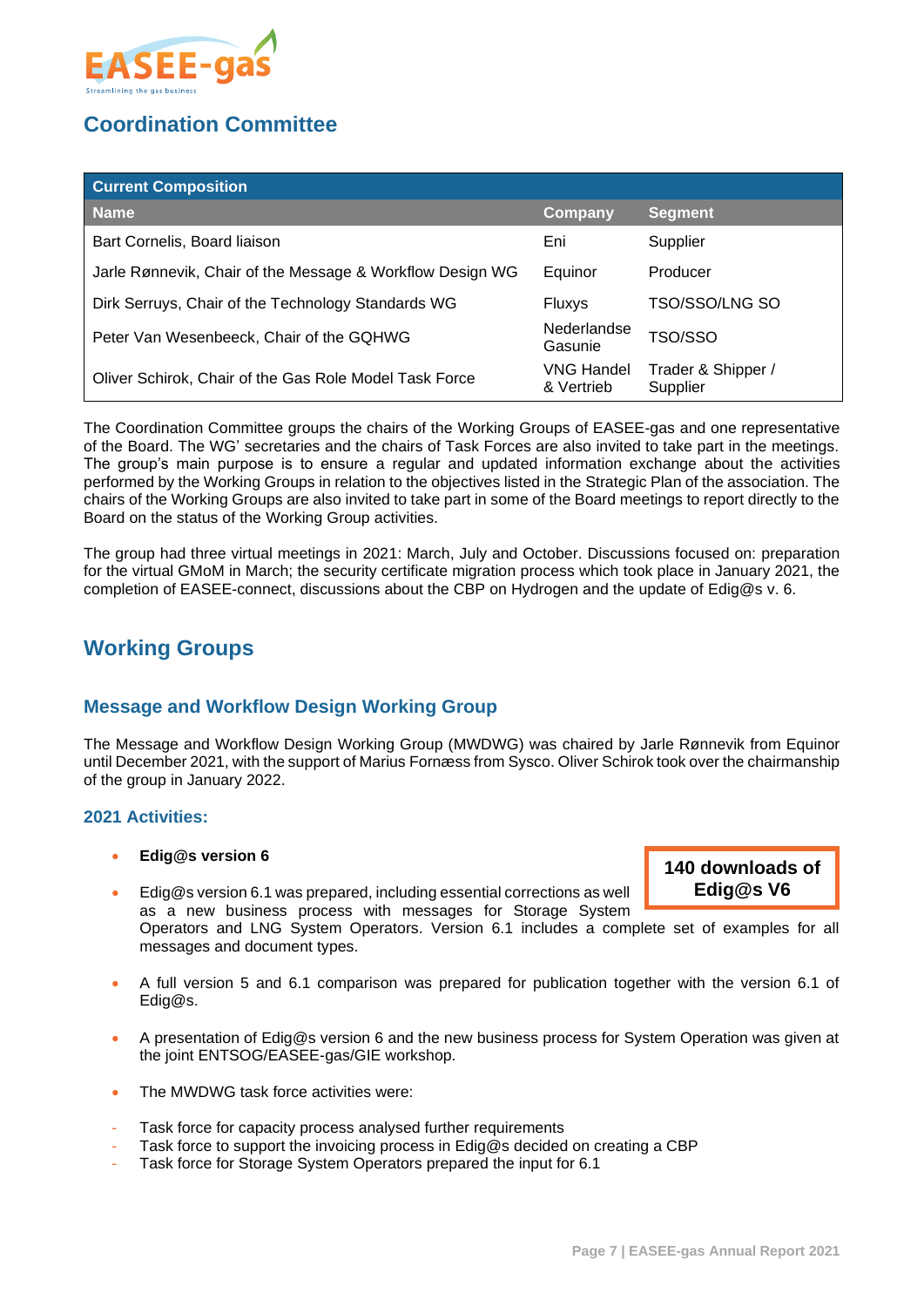## Coordination Committee

| Current Composition | | |
|---|---|---|
| **Name** | **Company** | **Segment** |
| Bart Cornelis, Board liaison | Eni | Supplier |
| Jarle Rønnevik, Chair of the Message & Workflow Design WG | Equinor | Producer |
| Dirk Serruys, Chair of the Technology Standards WG | Fluxys | TSO/SSO/LNG SO |
| Peter Van Wesenbeeck, Chair of the GQHWG | Nederlandse Gasunie | TSO/SSO |
| Oliver Schirok, Chair of the Gas Role Model Task Force | VNG Handel & Vertrieb | Trader & Shipper / Supplier |

The Coordination Committee groups the chairs of the Working Groups of EASEE-gas and one representative of the Board. The WG' secretaries and the chairs of Task Forces are also invited to take part in the meetings. The group's main purpose is to ensure a regular and updated information exchange about the activities performed by the Working Groups in relation to the objectives listed in the Strategic Plan of the association. The chairs of the Working Groups are also invited to take part in some of the Board meetings to report directly to the Board on the status of the Working Group activities.

The group had three virtual meetings in 2021: March, July and October. Discussions focused on: preparation for the virtual GMoM in March; the security certificate migration process which took place in January 2021, the completion of EASEE-connect, discussions about the CBP on Hydrogen and the update of Edig@s v. 6.

# Working Groups

## Message and Workflow Design Working Group

The Message and Workflow Design Working Group (MWDWG) was chaired by Jarle Rønnevik from Equinor until December 2021, with the support of Marius Fornæss from Sysco. Oliver Schirok took over the chairmanship of the group in January 2022.

### 2021 Activities:

**140 downloads of Edig@s V6**

- **Edig@s version 6**
- Edig@s version 6.1 was prepared, including essential corrections as well as a new business process with messages for Storage System Operators and LNG System Operators. Version 6.1 includes a complete set of examples for all messages and document types.
- A full version 5 and 6.1 comparison was prepared for publication together with the version 6.1 of Edig@s.
- A presentation of Edig@s version 6 and the new business process for System Operation was given at the joint ENTSOG/EASEE-gas/GIE workshop.
- The MWDWG task force activities were:

- Task force for capacity process analysed further requirements
- Task force to support the invoicing process in Edig@s decided on creating a CBP
- Task force for Storage System Operators prepared the input for 6.1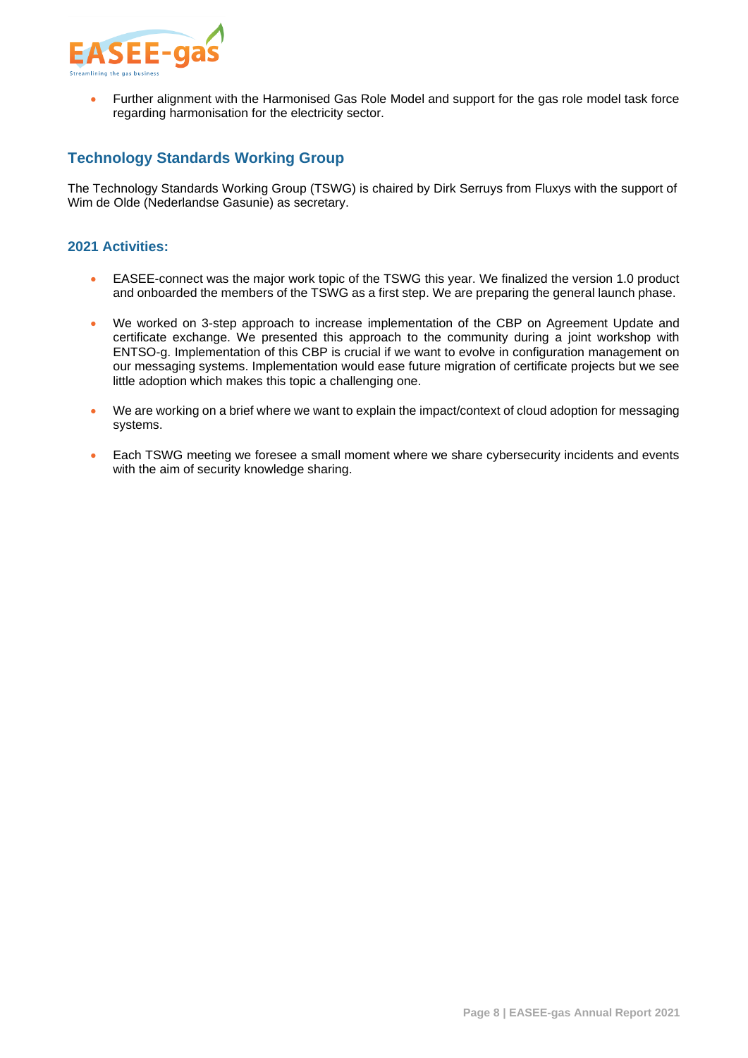- Further alignment with the Harmonised Gas Role Model and support for the gas role model task force regarding harmonisation for the electricity sector.

## Technology Standards Working Group

The Technology Standards Working Group (TSWG) is chaired by Dirk Serruys from Fluxys with the support of Wim de Olde (Nederlandse Gasunie) as secretary.

### 2021 Activities:

- EASEE-connect was the major work topic of the TSWG this year. We finalized the version 1.0 product and onboarded the members of the TSWG as a first step. We are preparing the general launch phase.
- We worked on 3-step approach to increase implementation of the CBP on Agreement Update and certificate exchange. We presented this approach to the community during a joint workshop with ENTSO-g. Implementation of this CBP is crucial if we want to evolve in configuration management on our messaging systems. Implementation would ease future migration of certificate projects but we see little adoption which makes this topic a challenging one.
- We are working on a brief where we want to explain the impact/context of cloud adoption for messaging systems.
- Each TSWG meeting we foresee a small moment where we share cybersecurity incidents and events with the aim of security knowledge sharing.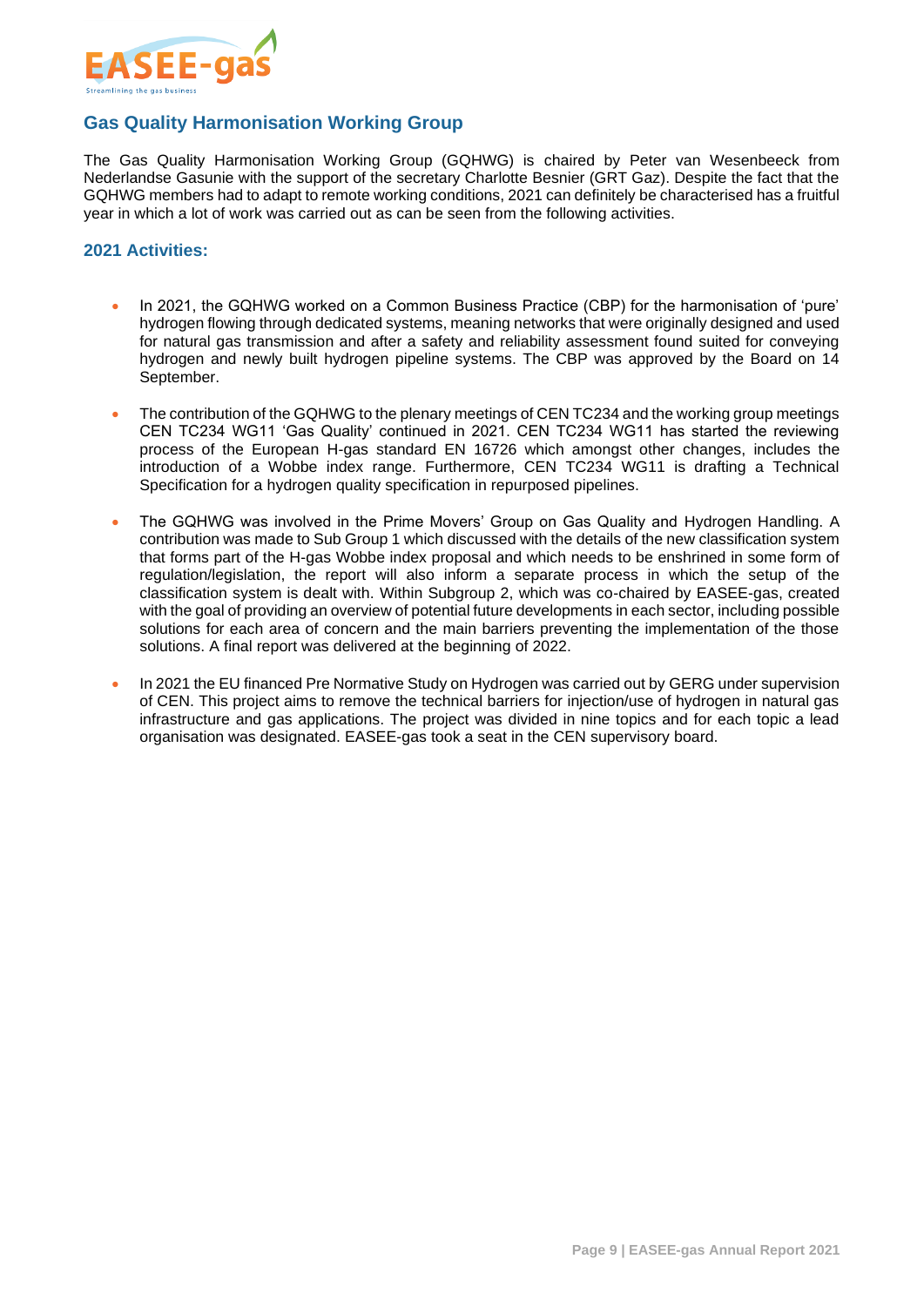## Gas Quality Harmonisation Working Group

The Gas Quality Harmonisation Working Group (GQHWG) is chaired by Peter van Wesenbeeck from Nederlandse Gasunie with the support of the secretary Charlotte Besnier (GRT Gaz). Despite the fact that the GQHWG members had to adapt to remote working conditions, 2021 can definitely be characterised has a fruitful year in which a lot of work was carried out as can be seen from the following activities.

### 2021 Activities:

- In 2021, the GQHWG worked on a Common Business Practice (CBP) for the harmonisation of 'pure' hydrogen flowing through dedicated systems, meaning networks that were originally designed and used for natural gas transmission and after a safety and reliability assessment found suited for conveying hydrogen and newly built hydrogen pipeline systems. The CBP was approved by the Board on 14 September.

- The contribution of the GQHWG to the plenary meetings of CEN TC234 and the working group meetings CEN TC234 WG11 'Gas Quality' continued in 2021. CEN TC234 WG11 has started the reviewing process of the European H-gas standard EN 16726 which amongst other changes, includes the introduction of a Wobbe index range. Furthermore, CEN TC234 WG11 is drafting a Technical Specification for a hydrogen quality specification in repurposed pipelines.

- The GQHWG was involved in the Prime Movers' Group on Gas Quality and Hydrogen Handling. A contribution was made to Sub Group 1 which discussed with the details of the new classification system that forms part of the H-gas Wobbe index proposal and which needs to be enshrined in some form of regulation/legislation, the report will also inform a separate process in which the setup of the classification system is dealt with. Within Subgroup 2, which was co-chaired by EASEE-gas, created with the goal of providing an overview of potential future developments in each sector, including possible solutions for each area of concern and the main barriers preventing the implementation of the those solutions. A final report was delivered at the beginning of 2022.

- In 2021 the EU financed Pre Normative Study on Hydrogen was carried out by GERG under supervision of CEN. This project aims to remove the technical barriers for injection/use of hydrogen in natural gas infrastructure and gas applications. The project was divided in nine topics and for each topic a lead organisation was designated. EASEE-gas took a seat in the CEN supervisory board.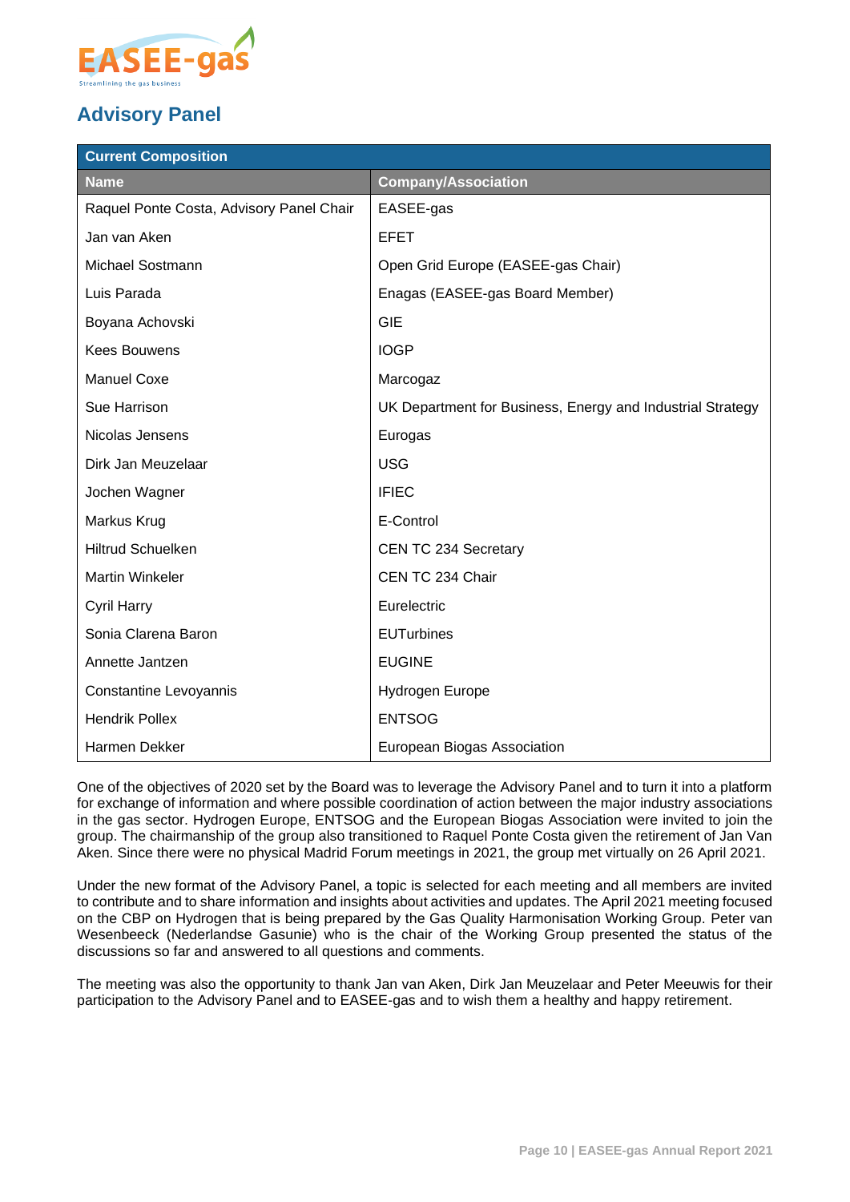## Advisory Panel

| Current Composition | |
|---|---|
| **Name** | **Company/Association** |
| Raquel Ponte Costa, Advisory Panel Chair | EASEE-gas |
| Jan van Aken | EFET |
| Michael Sostmann | Open Grid Europe (EASEE-gas Chair) |
| Luis Parada | Enagas (EASEE-gas Board Member) |
| Boyana Achovski | GIE |
| Kees Bouwens | IOGP |
| Manuel Coxe | Marcogaz |
| Sue Harrison | UK Department for Business, Energy and Industrial Strategy |
| Nicolas Jensens | Eurogas |
| Dirk Jan Meuzelaar | USG |
| Jochen Wagner | IFIEC |
| Markus Krug | E-Control |
| Hiltrud Schuelken | CEN TC 234 Secretary |
| Martin Winkeler | CEN TC 234 Chair |
| Cyril Harry | Eurelectric |
| Sonia Clarena Baron | EUTurbines |
| Annette Jantzen | EUGINE |
| Constantine Levoyannis | Hydrogen Europe |
| Hendrik Pollex | ENTSOG |
| Harmen Dekker | European Biogas Association |

One of the objectives of 2020 set by the Board was to leverage the Advisory Panel and to turn it into a platform for exchange of information and where possible coordination of action between the major industry associations in the gas sector. Hydrogen Europe, ENTSOG and the European Biogas Association were invited to join the group. The chairmanship of the group also transitioned to Raquel Ponte Costa given the retirement of Jan Van Aken. Since there were no physical Madrid Forum meetings in 2021, the group met virtually on 26 April 2021.

Under the new format of the Advisory Panel, a topic is selected for each meeting and all members are invited to contribute and to share information and insights about activities and updates. The April 2021 meeting focused on the CBP on Hydrogen that is being prepared by the Gas Quality Harmonisation Working Group. Peter van Wesenbeeck (Nederlandse Gasunie) who is the chair of the Working Group presented the status of the discussions so far and answered to all questions and comments.

The meeting was also the opportunity to thank Jan van Aken, Dirk Jan Meuzelaar and Peter Meeuwis for their participation to the Advisory Panel and to EASEE-gas and to wish them a healthy and happy retirement.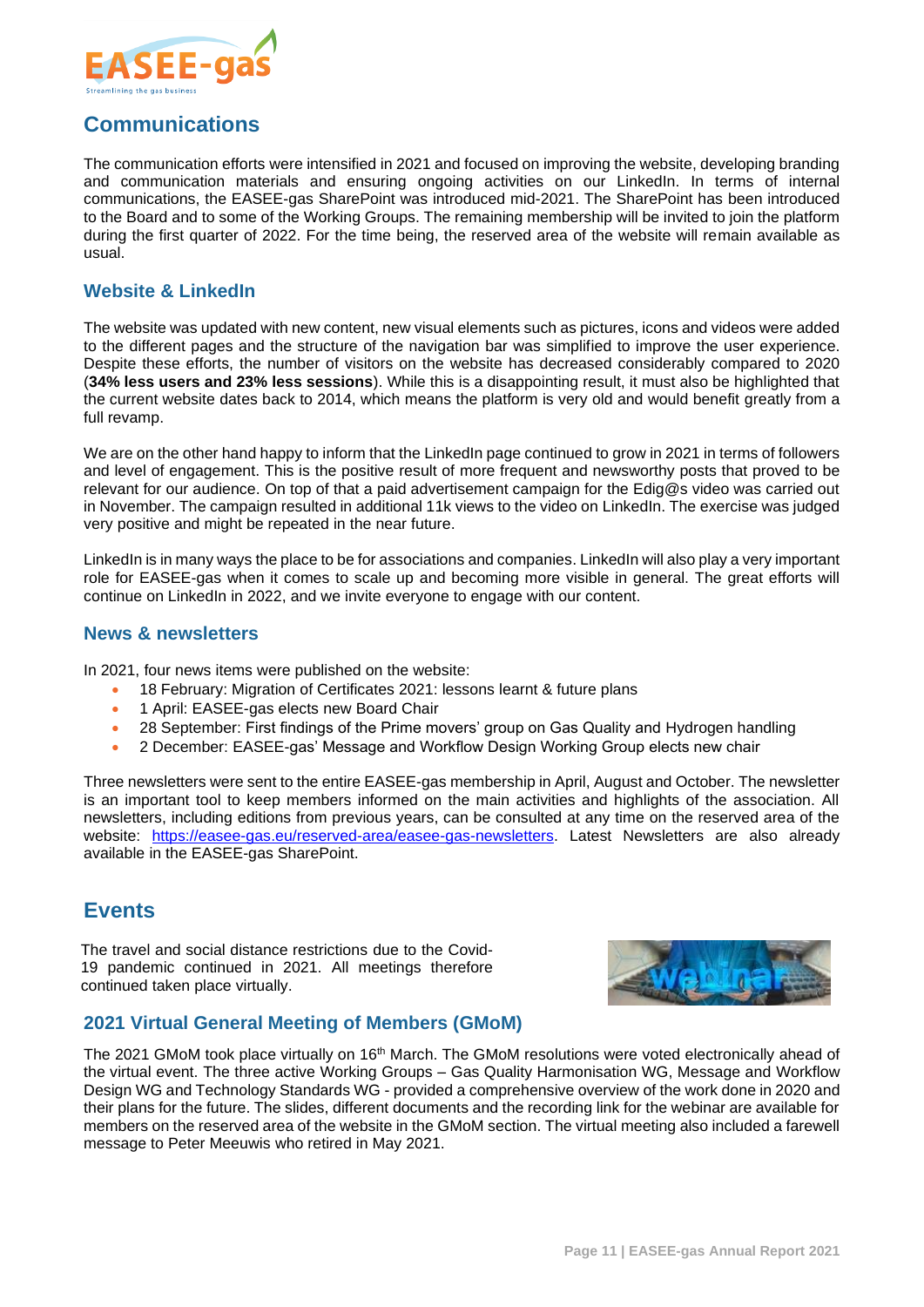## Communications

The communication efforts were intensified in 2021 and focused on improving the website, developing branding and communication materials and ensuring ongoing activities on our LinkedIn. In terms of internal communications, the EASEE-gas SharePoint was introduced mid-2021. The SharePoint has been introduced to the Board and to some of the Working Groups. The remaining membership will be invited to join the platform during the first quarter of 2022. For the time being, the reserved area of the website will remain available as usual.

### Website & LinkedIn

The website was updated with new content, new visual elements such as pictures, icons and videos were added to the different pages and the structure of the navigation bar was simplified to improve the user experience. Despite these efforts, the number of visitors on the website has decreased considerably compared to 2020 (**34% less users and 23% less sessions**). While this is a disappointing result, it must also be highlighted that the current website dates back to 2014, which means the platform is very old and would benefit greatly from a full revamp.

We are on the other hand happy to inform that the LinkedIn page continued to grow in 2021 in terms of followers and level of engagement. This is the positive result of more frequent and newsworthy posts that proved to be relevant for our audience. On top of that a paid advertisement campaign for the Edig@s video was carried out in November. The campaign resulted in additional 11k views to the video on LinkedIn. The exercise was judged very positive and might be repeated in the near future.

LinkedIn is in many ways the place to be for associations and companies. LinkedIn will also play a very important role for EASEE-gas when it comes to scale up and becoming more visible in general. The great efforts will continue on LinkedIn in 2022, and we invite everyone to engage with our content.

### News & newsletters

In 2021, four news items were published on the website:

- 18 February: Migration of Certificates 2021: lessons learnt & future plans
- 1 April: EASEE-gas elects new Board Chair
- 28 September: First findings of the Prime movers' group on Gas Quality and Hydrogen handling
- 2 December: EASEE-gas' Message and Workflow Design Working Group elects new chair

Three newsletters were sent to the entire EASEE-gas membership in April, August and October. The newsletter is an important tool to keep members informed on the main activities and highlights of the association. All newsletters, including editions from previous years, can be consulted at any time on the reserved area of the website: https://easee-gas.eu/reserved-area/easee-gas-newsletters. Latest Newsletters are also already available in the EASEE-gas SharePoint.

## Events

The travel and social distance restrictions due to the Covid-19 pandemic continued in 2021. All meetings therefore continued taken place virtually.

### 2021 Virtual General Meeting of Members (GMoM)

The 2021 GMoM took place virtually on 16th March. The GMoM resolutions were voted electronically ahead of the virtual event. The three active Working Groups – Gas Quality Harmonisation WG, Message and Workflow Design WG and Technology Standards WG - provided a comprehensive overview of the work done in 2020 and their plans for the future. The slides, different documents and the recording link for the webinar are available for members on the reserved area of the website in the GMoM section. The virtual meeting also included a farewell message to Peter Meeuwis who retired in May 2021.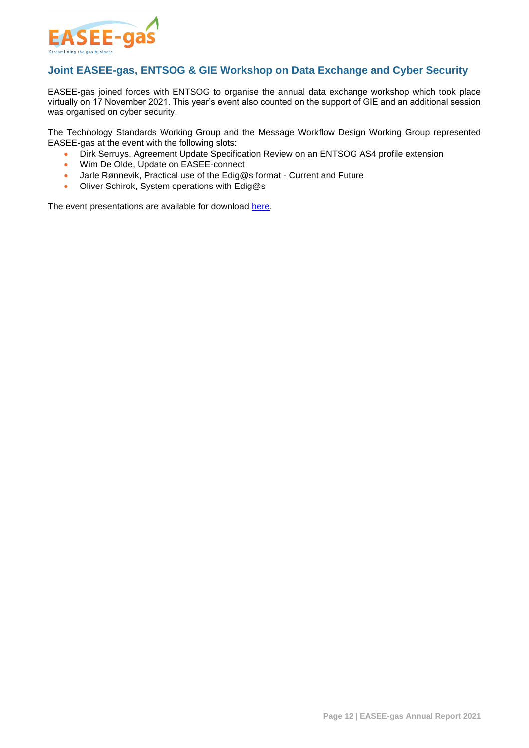## Joint EASEE-gas, ENTSOG & GIE Workshop on Data Exchange and Cyber Security

EASEE-gas joined forces with ENTSOG to organise the annual data exchange workshop which took place virtually on 17 November 2021. This year's event also counted on the support of GIE and an additional session was organised on cyber security.

The Technology Standards Working Group and the Message Workflow Design Working Group represented EASEE-gas at the event with the following slots:

- Dirk Serruys, Agreement Update Specification Review on an ENTSOG AS4 profile extension
- Wim De Olde, Update on EASEE-connect
- Jarle Rønnevik, Practical use of the Edig@s format - Current and Future
- Oliver Schirok, System operations with Edig@s

The event presentations are available for download here.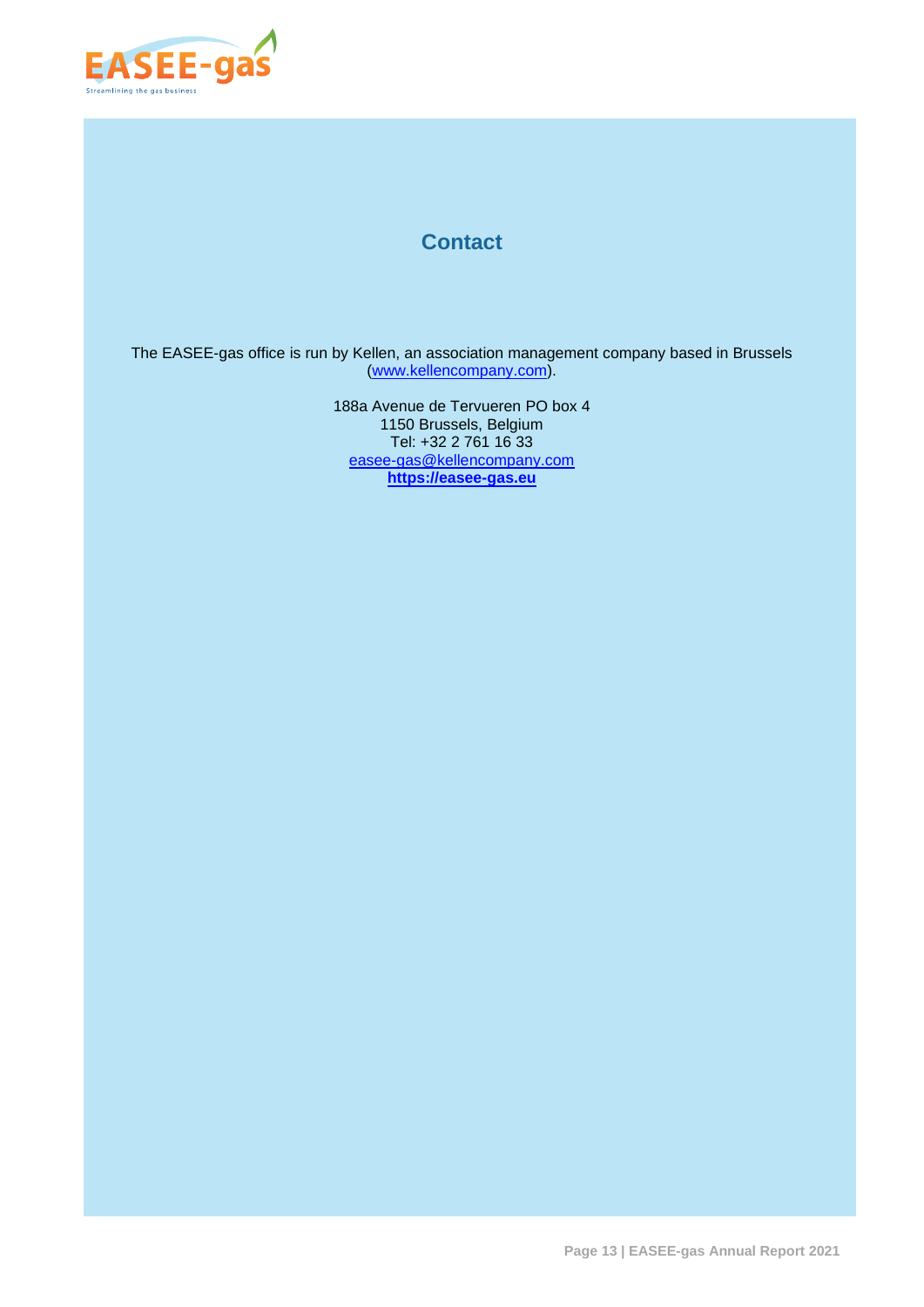# Contact

The EASEE-gas office is run by Kellen, an association management company based in Brussels (www.kellencompany.com).

188a Avenue de Tervueren PO box 4
1150 Brussels, Belgium
Tel: +32 2 761 16 33
easee-gas@kellencompany.com
**https://easee-gas.eu**